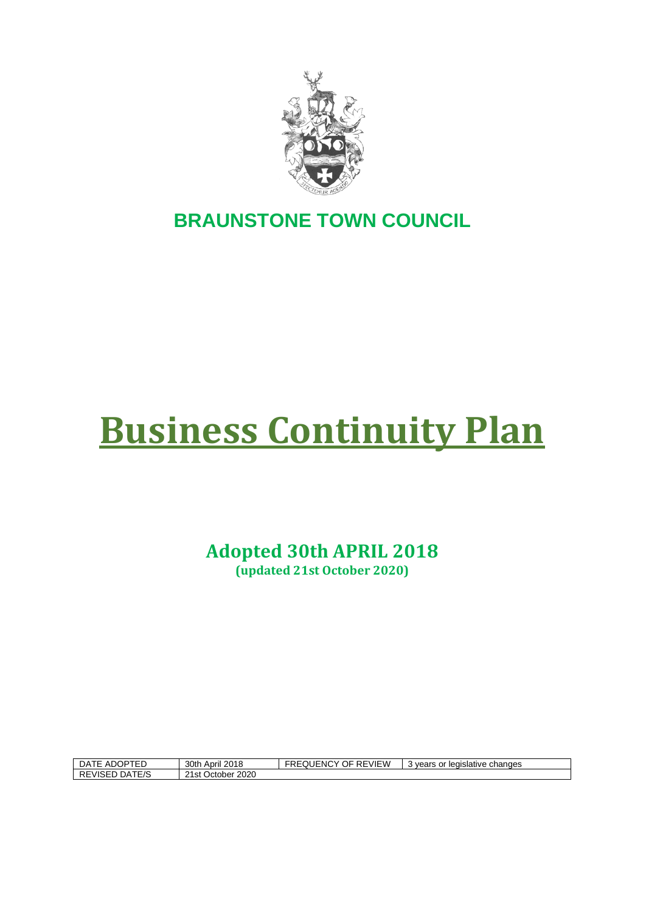# BRAUNSTONE TOWN COUNCIL

# Business Continuity Plan

**Adopted 30th APRIL 2018**
**(updated 21st October 2020)**

| DATE ADOPTED | 30th April 2018 | FREQUENCY OF REVIEW | 3 years or legislative changes |
|---|---|---|---|
| REVISED DATE/S | 21st October 2020 | | |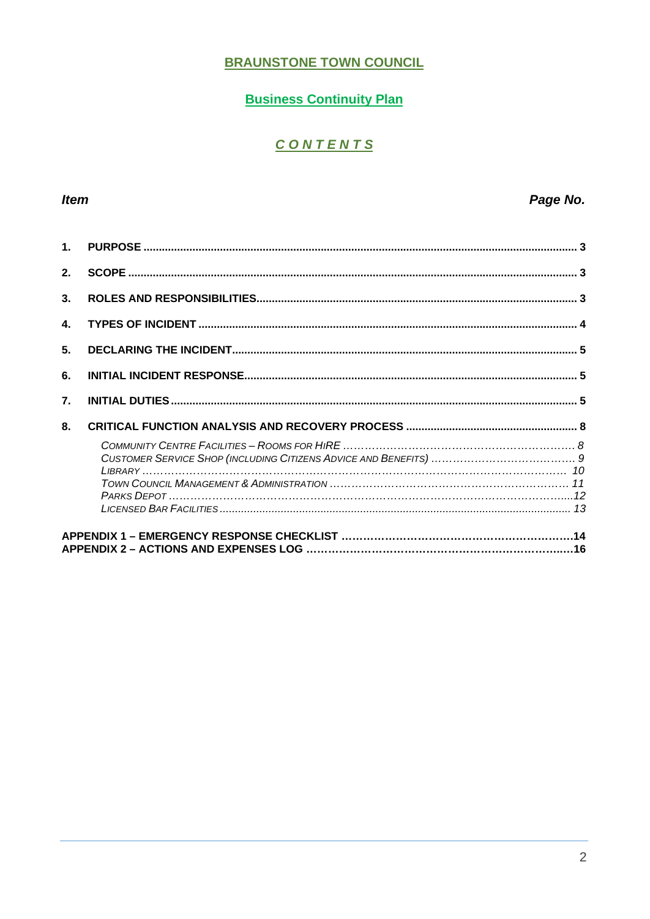# BRAUNSTONE TOWN COUNCIL

## Business Continuity Plan

### C O N T E N T S

| *Item* | | *Page No.* |
|---|---|---|
| **1.** | **PURPOSE** | **3** |
| **2.** | **SCOPE** | **3** |
| **3.** | **ROLES AND RESPONSIBILITIES** | **3** |
| **4.** | **TYPES OF INCIDENT** | **4** |
| **5.** | **DECLARING THE INCIDENT** | **5** |
| **6.** | **INITIAL INCIDENT RESPONSE** | **5** |
| **7.** | **INITIAL DUTIES** | **5** |
| **8.** | **CRITICAL FUNCTION ANALYSIS AND RECOVERY PROCESS** | **8** |
| | *Community Centre Facilities – Rooms for Hire* | *8* |
| | *Customer Service Shop (including Citizens Advice and Benefits)* | *9* |
| | *Library* | *10* |
| | *Town Council Management & Administration* | *11* |
| | *Parks Depot* | *12* |
| | *Licensed Bar Facilities* | *13* |
| **APPENDIX 1 – EMERGENCY RESPONSE CHECKLIST** | | **14** |
| **APPENDIX 2 – ACTIONS AND EXPENSES LOG** | | **16** |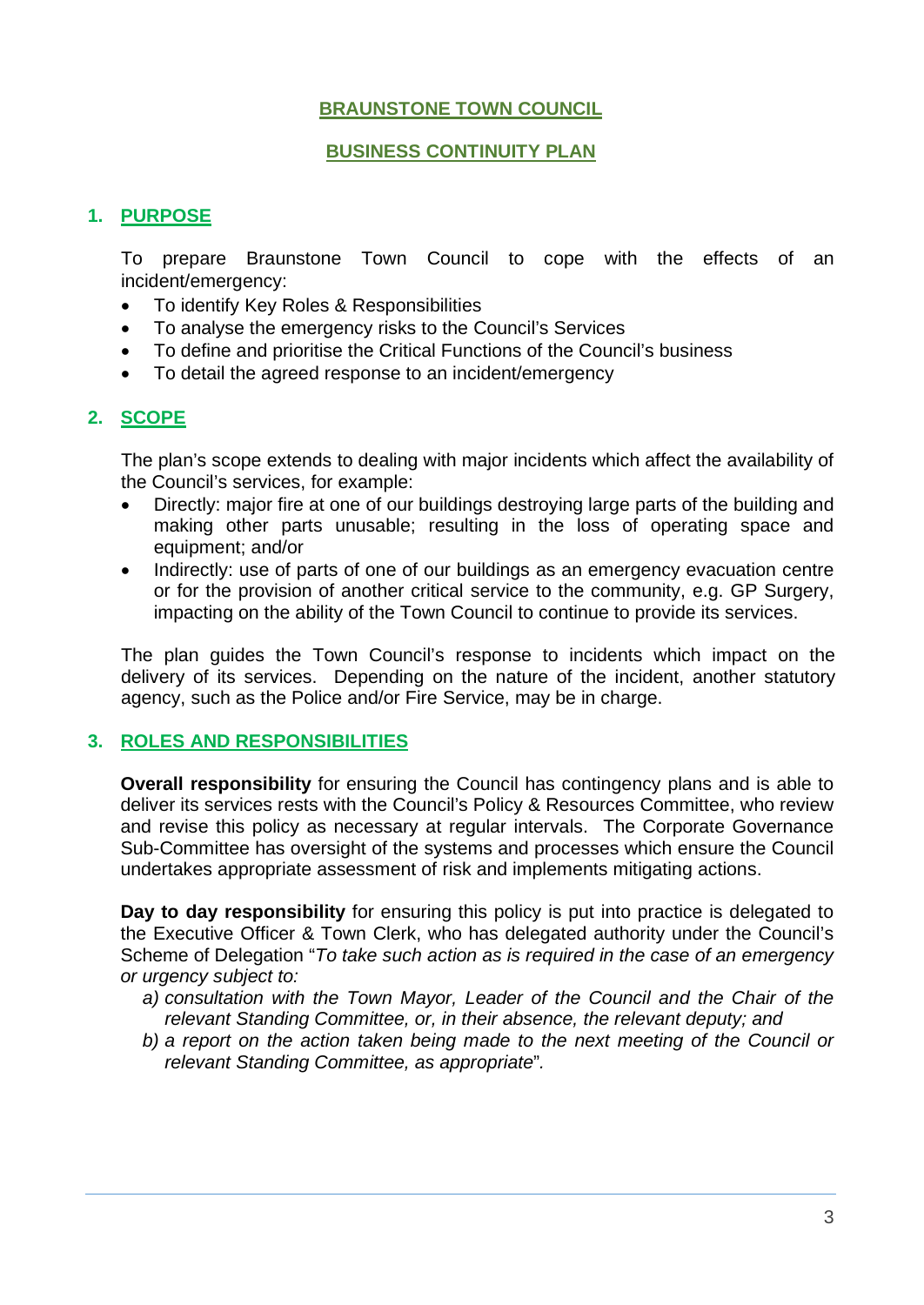# BRAUNSTONE TOWN COUNCIL

# BUSINESS CONTINUITY PLAN

## 1. PURPOSE

To prepare Braunstone Town Council to cope with the effects of an incident/emergency:

- To identify Key Roles & Responsibilities
- To analyse the emergency risks to the Council's Services
- To define and prioritise the Critical Functions of the Council's business
- To detail the agreed response to an incident/emergency

## 2. SCOPE

The plan's scope extends to dealing with major incidents which affect the availability of the Council's services, for example:

- Directly: major fire at one of our buildings destroying large parts of the building and making other parts unusable; resulting in the loss of operating space and equipment; and/or
- Indirectly: use of parts of one of our buildings as an emergency evacuation centre or for the provision of another critical service to the community, e.g. GP Surgery, impacting on the ability of the Town Council to continue to provide its services.

The plan guides the Town Council's response to incidents which impact on the delivery of its services. Depending on the nature of the incident, another statutory agency, such as the Police and/or Fire Service, may be in charge.

## 3. ROLES AND RESPONSIBILITIES

**Overall responsibility** for ensuring the Council has contingency plans and is able to deliver its services rests with the Council's Policy & Resources Committee, who review and revise this policy as necessary at regular intervals. The Corporate Governance Sub-Committee has oversight of the systems and processes which ensure the Council undertakes appropriate assessment of risk and implements mitigating actions.

**Day to day responsibility** for ensuring this policy is put into practice is delegated to the Executive Officer & Town Clerk, who has delegated authority under the Council's Scheme of Delegation "*To take such action as is required in the case of an emergency or urgency subject to:*

*a) consultation with the Town Mayor, Leader of the Council and the Chair of the relevant Standing Committee, or, in their absence, the relevant deputy; and*

*b) a report on the action taken being made to the next meeting of the Council or relevant Standing Committee, as appropriate*".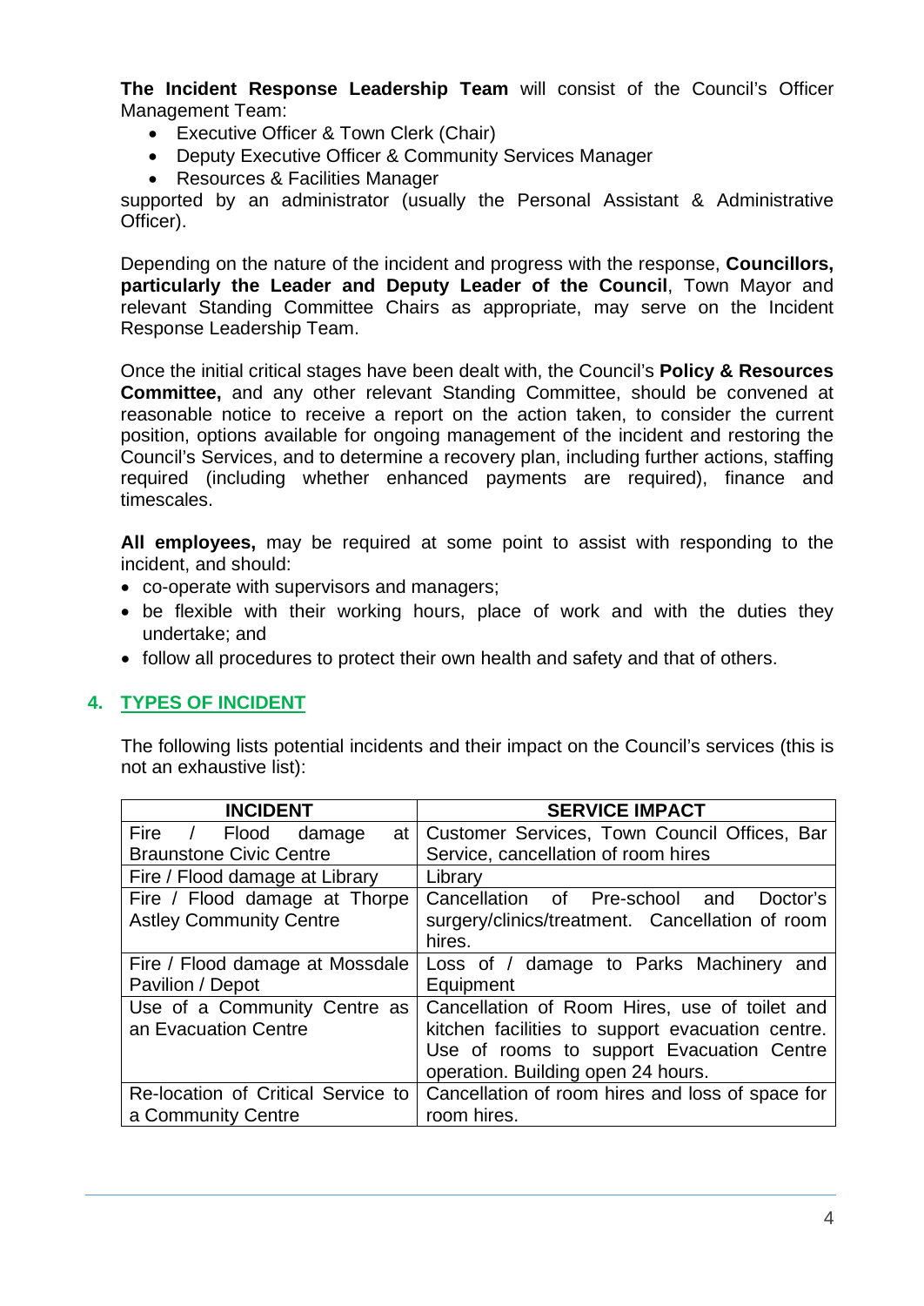**The Incident Response Leadership Team** will consist of the Council's Officer Management Team:

- Executive Officer & Town Clerk (Chair)
- Deputy Executive Officer & Community Services Manager
- Resources & Facilities Manager

supported by an administrator (usually the Personal Assistant & Administrative Officer).

Depending on the nature of the incident and progress with the response, **Councillors, particularly the Leader and Deputy Leader of the Council**, Town Mayor and relevant Standing Committee Chairs as appropriate, may serve on the Incident Response Leadership Team.

Once the initial critical stages have been dealt with, the Council's **Policy & Resources Committee,** and any other relevant Standing Committee, should be convened at reasonable notice to receive a report on the action taken, to consider the current position, options available for ongoing management of the incident and restoring the Council's Services, and to determine a recovery plan, including further actions, staffing required (including whether enhanced payments are required), finance and timescales.

**All employees,** may be required at some point to assist with responding to the incident, and should:

- co-operate with supervisors and managers;
- be flexible with their working hours, place of work and with the duties they undertake; and
- follow all procedures to protect their own health and safety and that of others.

## 4. TYPES OF INCIDENT

The following lists potential incidents and their impact on the Council's services (this is not an exhaustive list):

| INCIDENT | SERVICE IMPACT |
|---|---|
| Fire / Flood damage at Braunstone Civic Centre | Customer Services, Town Council Offices, Bar Service, cancellation of room hires |
| Fire / Flood damage at Library | Library |
| Fire / Flood damage at Thorpe Astley Community Centre | Cancellation of Pre-school and Doctor's surgery/clinics/treatment. Cancellation of room hires. |
| Fire / Flood damage at Mossdale Pavilion / Depot | Loss of / damage to Parks Machinery and Equipment |
| Use of a Community Centre as an Evacuation Centre | Cancellation of Room Hires, use of toilet and kitchen facilities to support evacuation centre. Use of rooms to support Evacuation Centre operation. Building open 24 hours. |
| Re-location of Critical Service to a Community Centre | Cancellation of room hires and loss of space for room hires. |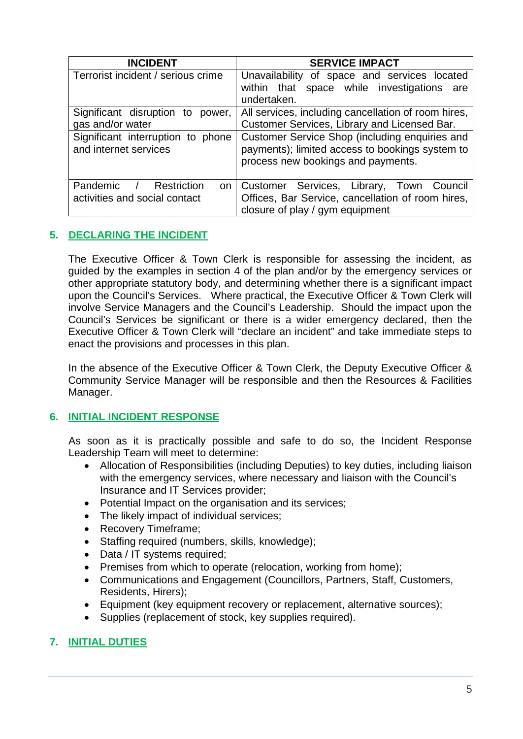| INCIDENT | SERVICE IMPACT |
| --- | --- |
| Terrorist incident / serious crime | Unavailability of space and services located within that space while investigations are undertaken. |
| Significant disruption to power, gas and/or water | All services, including cancellation of room hires, Customer Services, Library and Licensed Bar. |
| Significant interruption to phone and internet services | Customer Service Shop (including enquiries and payments); limited access to bookings system to process new bookings and payments. |
| Pandemic / Restriction on activities and social contact | Customer Services, Library, Town Council Offices, Bar Service, cancellation of room hires, closure of play / gym equipment |

## 5. DECLARING THE INCIDENT

The Executive Officer & Town Clerk is responsible for assessing the incident, as guided by the examples in section 4 of the plan and/or by the emergency services or other appropriate statutory body, and determining whether there is a significant impact upon the Council's Services. Where practical, the Executive Officer & Town Clerk will involve Service Managers and the Council's Leadership. Should the impact upon the Council's Services be significant or there is a wider emergency declared, then the Executive Officer & Town Clerk will "declare an incident" and take immediate steps to enact the provisions and processes in this plan.

In the absence of the Executive Officer & Town Clerk, the Deputy Executive Officer & Community Service Manager will be responsible and then the Resources & Facilities Manager.

## 6. INITIAL INCIDENT RESPONSE

As soon as it is practically possible and safe to do so, the Incident Response Leadership Team will meet to determine:

- Allocation of Responsibilities (including Deputies) to key duties, including liaison with the emergency services, where necessary and liaison with the Council's Insurance and IT Services provider;
- Potential Impact on the organisation and its services;
- The likely impact of individual services;
- Recovery Timeframe;
- Staffing required (numbers, skills, knowledge);
- Data / IT systems required;
- Premises from which to operate (relocation, working from home);
- Communications and Engagement (Councillors, Partners, Staff, Customers, Residents, Hirers);
- Equipment (key equipment recovery or replacement, alternative sources);
- Supplies (replacement of stock, key supplies required).

## 7. INITIAL DUTIES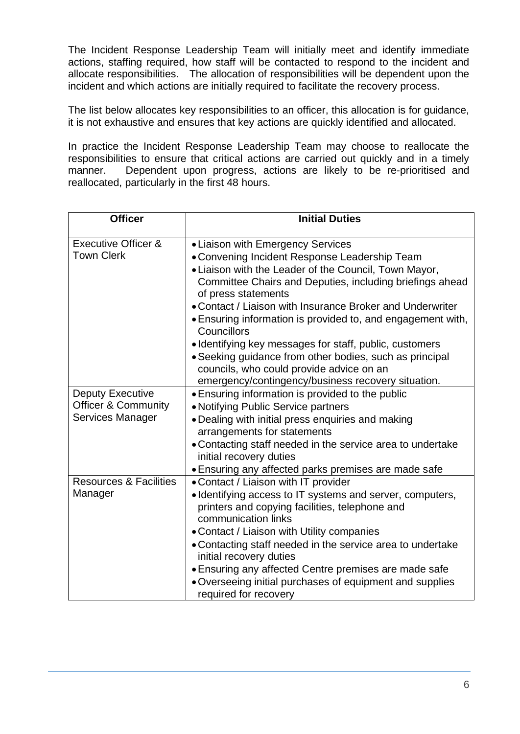The Incident Response Leadership Team will initially meet and identify immediate actions, staffing required, how staff will be contacted to respond to the incident and allocate responsibilities. The allocation of responsibilities will be dependent upon the incident and which actions are initially required to facilitate the recovery process.

The list below allocates key responsibilities to an officer, this allocation is for guidance, it is not exhaustive and ensures that key actions are quickly identified and allocated.

In practice the Incident Response Leadership Team may choose to reallocate the responsibilities to ensure that critical actions are carried out quickly and in a timely manner. Dependent upon progress, actions are likely to be re-prioritised and reallocated, particularly in the first 48 hours.

| Officer | Initial Duties |
|---|---|
| Executive Officer & Town Clerk | • Liaison with Emergency Services<br>• Convening Incident Response Leadership Team<br>• Liaison with the Leader of the Council, Town Mayor, Committee Chairs and Deputies, including briefings ahead of press statements<br>• Contact / Liaison with Insurance Broker and Underwriter<br>• Ensuring information is provided to, and engagement with, Councillors<br>• Identifying key messages for staff, public, customers<br>• Seeking guidance from other bodies, such as principal councils, who could provide advice on an emergency/contingency/business recovery situation. |
| Deputy Executive Officer & Community Services Manager | • Ensuring information is provided to the public<br>• Notifying Public Service partners<br>• Dealing with initial press enquiries and making arrangements for statements<br>• Contacting staff needed in the service area to undertake initial recovery duties<br>• Ensuring any affected parks premises are made safe |
| Resources & Facilities Manager | • Contact / Liaison with IT provider<br>• Identifying access to IT systems and server, computers, printers and copying facilities, telephone and communication links<br>• Contact / Liaison with Utility companies<br>• Contacting staff needed in the service area to undertake initial recovery duties<br>• Ensuring any affected Centre premises are made safe<br>• Overseeing initial purchases of equipment and supplies required for recovery |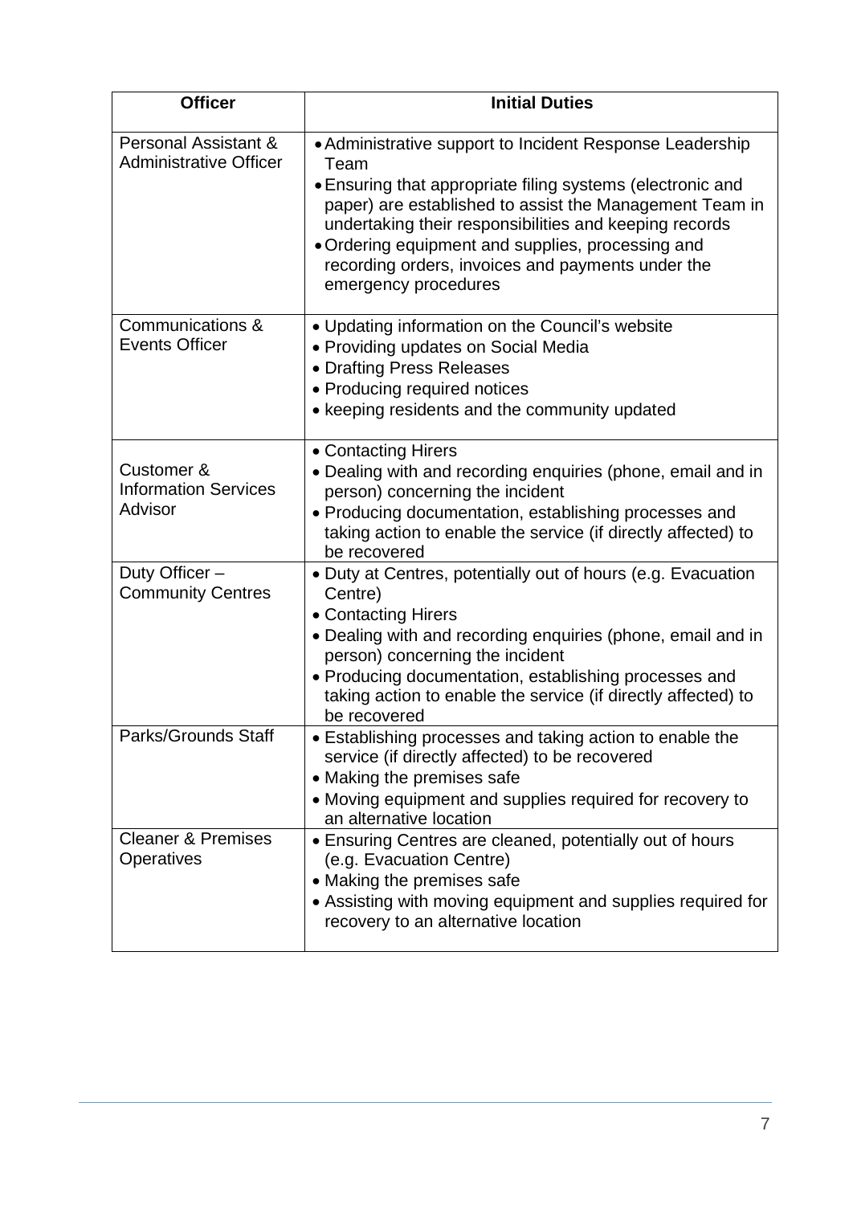| Officer | Initial Duties |
| --- | --- |
| Personal Assistant & Administrative Officer | • Administrative support to Incident Response Leadership Team<br>• Ensuring that appropriate filing systems (electronic and paper) are established to assist the Management Team in undertaking their responsibilities and keeping records<br>• Ordering equipment and supplies, processing and recording orders, invoices and payments under the emergency procedures |
| Communications & Events Officer | • Updating information on the Council's website<br>• Providing updates on Social Media<br>• Drafting Press Releases<br>• Producing required notices<br>• keeping residents and the community updated |
| Customer & Information Services Advisor | • Contacting Hirers<br>• Dealing with and recording enquiries (phone, email and in person) concerning the incident<br>• Producing documentation, establishing processes and taking action to enable the service (if directly affected) to be recovered |
| Duty Officer – Community Centres | • Duty at Centres, potentially out of hours (e.g. Evacuation Centre)<br>• Contacting Hirers<br>• Dealing with and recording enquiries (phone, email and in person) concerning the incident<br>• Producing documentation, establishing processes and taking action to enable the service (if directly affected) to be recovered |
| Parks/Grounds Staff | • Establishing processes and taking action to enable the service (if directly affected) to be recovered<br>• Making the premises safe<br>• Moving equipment and supplies required for recovery to an alternative location |
| Cleaner & Premises Operatives | • Ensuring Centres are cleaned, potentially out of hours (e.g. Evacuation Centre)<br>• Making the premises safe<br>• Assisting with moving equipment and supplies required for recovery to an alternative location |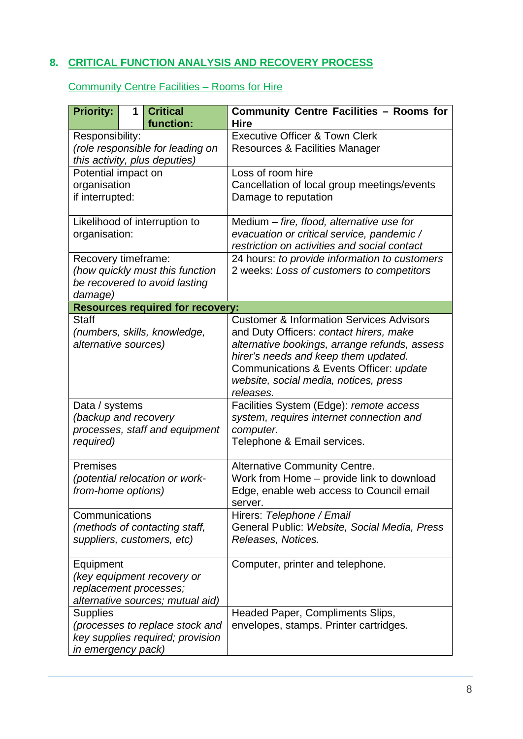## 8. CRITICAL FUNCTION ANALYSIS AND RECOVERY PROCESS

### Community Centre Facilities – Rooms for Hire

| **Priority:** 1 **Critical function:** | **Community Centre Facilities – Rooms for Hire** |
|---|---|
| Responsibility:<br>*(role responsible for leading on this activity, plus deputies)* | Executive Officer & Town Clerk<br>Resources & Facilities Manager |
| Potential impact on organisation if interrupted: | Loss of room hire<br>Cancellation of local group meetings/events<br>Damage to reputation |
| Likelihood of interruption to organisation: | Medium – *fire, flood, alternative use for evacuation or critical service, pandemic / restriction on activities and social contact* |
| Recovery timeframe:<br>*(how quickly must this function be recovered to avoid lasting damage)* | 24 hours: *to provide information to customers*<br>2 weeks: *Loss of customers to competitors* |
| **Resources required for recovery:** | |
| Staff<br>*(numbers, skills, knowledge, alternative sources)* | Customer & Information Services Advisors and Duty Officers: *contact hirers, make alternative bookings, arrange refunds, assess hirer's needs and keep them updated.*<br>Communications & Events Officer: *update website, social media, notices, press releases.* |
| Data / systems<br>*(backup and recovery processes, staff and equipment required)* | Facilities System (Edge): *remote access system, requires internet connection and computer.*<br>Telephone & Email services. |
| Premises<br>*(potential relocation or work-from-home options)* | Alternative Community Centre.<br>Work from Home – provide link to download Edge, enable web access to Council email server. |
| Communications<br>*(methods of contacting staff, suppliers, customers, etc)* | Hirers: *Telephone / Email*<br>General Public: *Website, Social Media, Press Releases, Notices.* |
| Equipment<br>*(key equipment recovery or replacement processes; alternative sources; mutual aid)* | Computer, printer and telephone. |
| Supplies<br>*(processes to replace stock and key supplies required; provision in emergency pack)* | Headed Paper, Compliments Slips, envelopes, stamps. Printer cartridges. |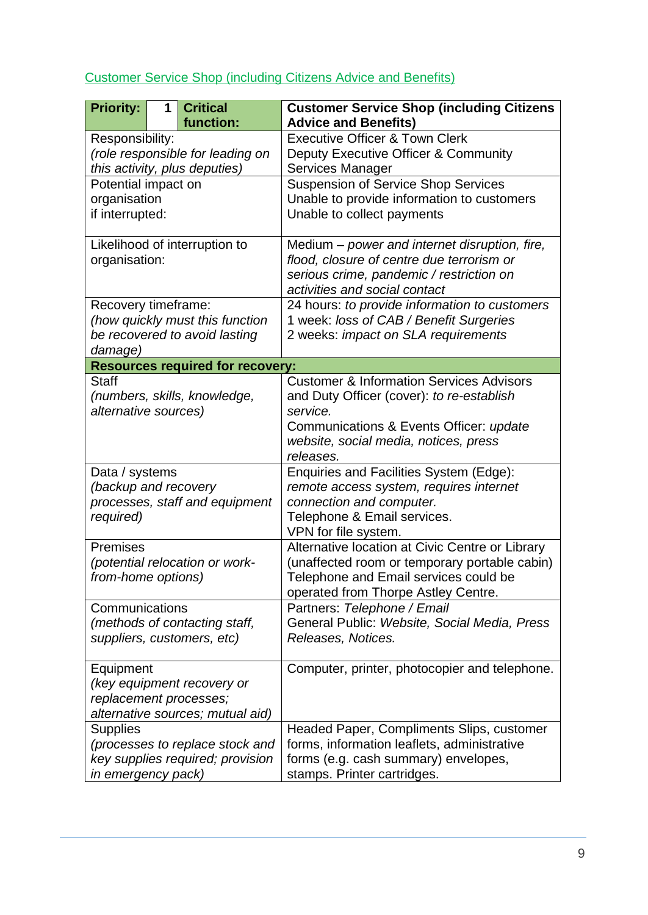[Customer Service Shop (including Citizens Advice and Benefits)]

| **Priority:** 1 **Critical function:** | **Customer Service Shop (including Citizens Advice and Benefits)** |
|---|---|
| Responsibility:<br>*(role responsible for leading on this activity, plus deputies)* | Executive Officer & Town Clerk<br>Deputy Executive Officer & Community Services Manager |
| Potential impact on organisation if interrupted: | Suspension of Service Shop Services<br>Unable to provide information to customers<br>Unable to collect payments |
| Likelihood of interruption to organisation: | Medium – *power and internet disruption, fire, flood, closure of centre due terrorism or serious crime, pandemic / restriction on activities and social contact* |
| Recovery timeframe:<br>*(how quickly must this function be recovered to avoid lasting damage)* | 24 hours: *to provide information to customers*<br>1 week: *loss of CAB / Benefit Surgeries*<br>2 weeks: *impact on SLA requirements* |
| **Resources required for recovery:** | |
| Staff<br>*(numbers, skills, knowledge, alternative sources)* | Customer & Information Services Advisors and Duty Officer (cover): *to re-establish service.*<br>Communications & Events Officer: *update website, social media, notices, press releases.* |
| Data / systems<br>*(backup and recovery processes, staff and equipment required)* | Enquiries and Facilities System (Edge): *remote access system, requires internet connection and computer.*<br>Telephone & Email services.<br>VPN for file system. |
| Premises<br>*(potential relocation or work-from-home options)* | Alternative location at Civic Centre or Library (unaffected room or temporary portable cabin)<br>Telephone and Email services could be operated from Thorpe Astley Centre. |
| Communications<br>*(methods of contacting staff, suppliers, customers, etc)* | Partners: *Telephone / Email*<br>General Public: *Website, Social Media, Press Releases, Notices.* |
| Equipment<br>*(key equipment recovery or replacement processes; alternative sources; mutual aid)* | Computer, printer, photocopier and telephone. |
| Supplies<br>*(processes to replace stock and key supplies required; provision in emergency pack)* | Headed Paper, Compliments Slips, customer forms, information leaflets, administrative forms (e.g. cash summary) envelopes, stamps. Printer cartridges. |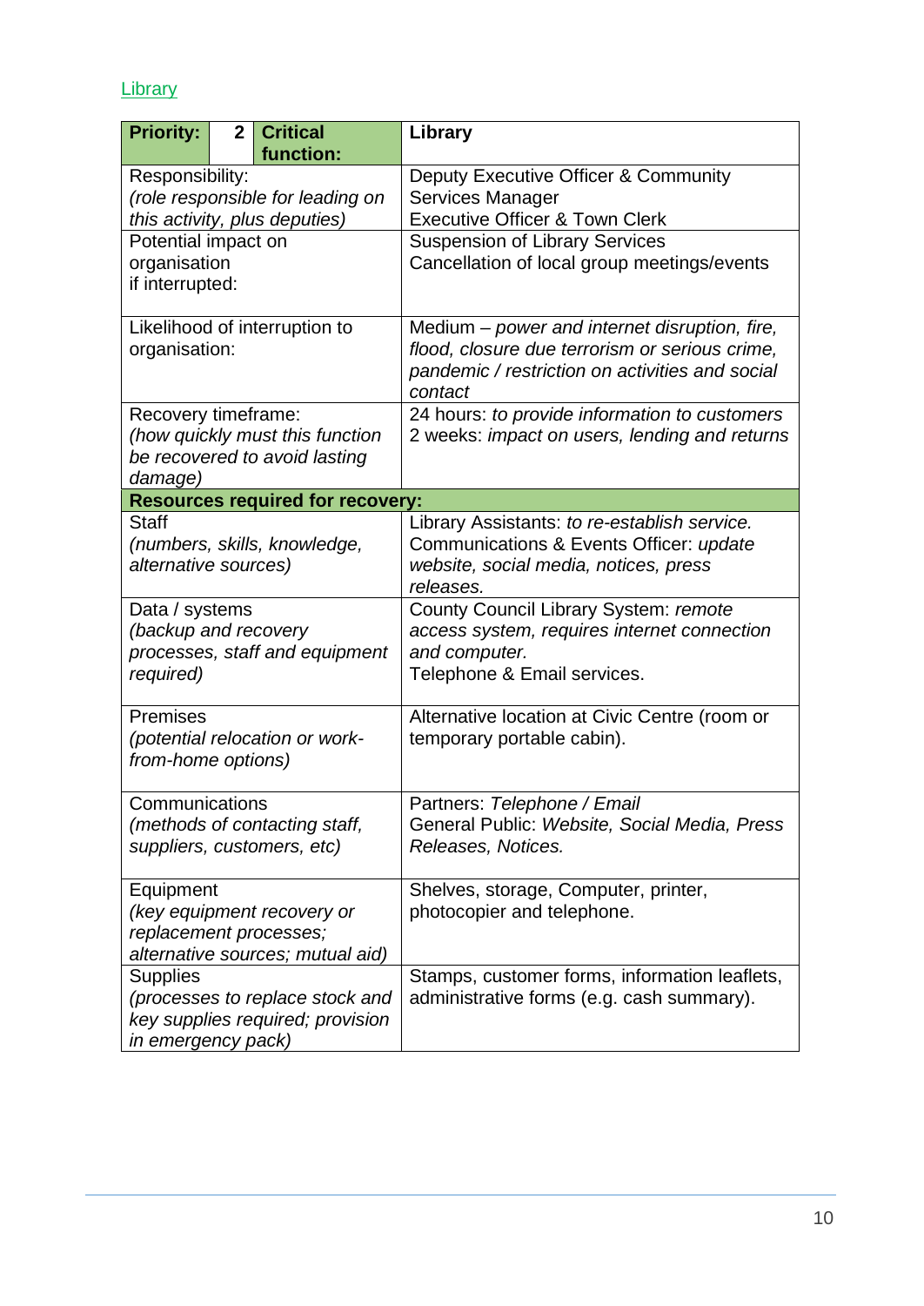Library

| **Priority:** | **2** | **Critical function:** | **Library** |
|---|---|---|---|
| Responsibility:<br>*(role responsible for leading on this activity, plus deputies)* | | | Deputy Executive Officer & Community Services Manager<br>Executive Officer & Town Clerk |
| Potential impact on organisation if interrupted: | | | Suspension of Library Services<br>Cancellation of local group meetings/events |
| Likelihood of interruption to organisation: | | | Medium – *power and internet disruption, fire, flood, closure due terrorism or serious crime, pandemic / restriction on activities and social contact* |
| Recovery timeframe:<br>*(how quickly must this function be recovered to avoid lasting damage)* | | | 24 hours: *to provide information to customers*<br>2 weeks: *impact on users, lending and returns* |
| **Resources required for recovery:** | | | |
| Staff<br>*(numbers, skills, knowledge, alternative sources)* | | | Library Assistants: *to re-establish service.*<br>Communications & Events Officer: *update website, social media, notices, press releases.* |
| Data / systems<br>*(backup and recovery processes, staff and equipment required)* | | | County Council Library System: *remote access system, requires internet connection and computer.*<br>Telephone & Email services. |
| Premises<br>*(potential relocation or work-from-home options)* | | | Alternative location at Civic Centre (room or temporary portable cabin). |
| Communications<br>*(methods of contacting staff, suppliers, customers, etc)* | | | Partners: *Telephone / Email*<br>General Public: *Website, Social Media, Press Releases, Notices.* |
| Equipment<br>*(key equipment recovery or replacement processes; alternative sources; mutual aid)* | | | Shelves, storage, Computer, printer, photocopier and telephone. |
| Supplies<br>*(processes to replace stock and key supplies required; provision in emergency pack)* | | | Stamps, customer forms, information leaflets, administrative forms (e.g. cash summary). |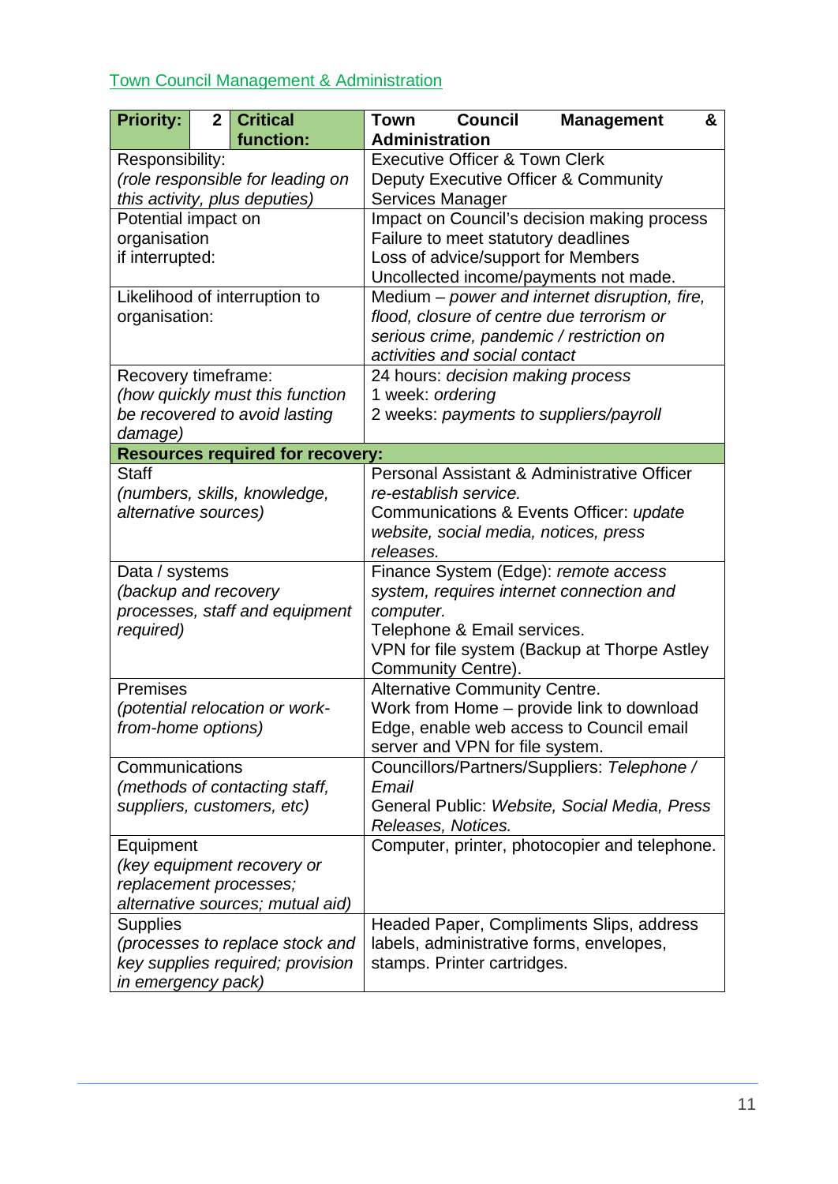## Town Council Management & Administration

| **Priority:** **2** **Critical function:** | **Town Council Management & Administration** |
|---|---|
| Responsibility:<br>*(role responsible for leading on this activity, plus deputies)* | Executive Officer & Town Clerk<br>Deputy Executive Officer & Community Services Manager |
| Potential impact on organisation if interrupted: | Impact on Council's decision making process<br>Failure to meet statutory deadlines<br>Loss of advice/support for Members<br>Uncollected income/payments not made. |
| Likelihood of interruption to organisation: | Medium – *power and internet disruption, fire, flood, closure of centre due terrorism or serious crime, pandemic / restriction on activities and social contact* |
| Recovery timeframe:<br>*(how quickly must this function be recovered to avoid lasting damage)* | 24 hours: *decision making process*<br>1 week: *ordering*<br>2 weeks: *payments to suppliers/payroll* |
| **Resources required for recovery:** | |
| Staff<br>*(numbers, skills, knowledge, alternative sources)* | Personal Assistant & Administrative Officer *re-establish service.*<br>Communications & Events Officer: *update website, social media, notices, press releases.* |
| Data / systems<br>*(backup and recovery processes, staff and equipment required)* | Finance System (Edge): *remote access system, requires internet connection and computer.*<br>Telephone & Email services.<br>VPN for file system (Backup at Thorpe Astley Community Centre). |
| Premises<br>*(potential relocation or work-from-home options)* | Alternative Community Centre.<br>Work from Home – provide link to download Edge, enable web access to Council email server and VPN for file system. |
| Communications<br>*(methods of contacting staff, suppliers, customers, etc)* | Councillors/Partners/Suppliers: *Telephone / Email*<br>General Public: *Website, Social Media, Press Releases, Notices.* |
| Equipment<br>*(key equipment recovery or replacement processes; alternative sources; mutual aid)* | Computer, printer, photocopier and telephone. |
| Supplies<br>*(processes to replace stock and key supplies required; provision in emergency pack)* | Headed Paper, Compliments Slips, address labels, administrative forms, envelopes, stamps. Printer cartridges. |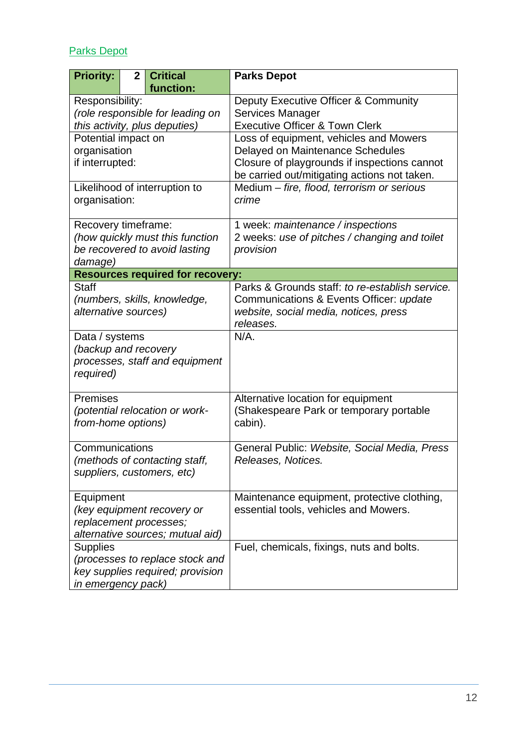[Parks Depot]

| **Priority:** | **2** | **Critical function:** | **Parks Depot** |
|---|---|---|---|
| Responsibility: *(role responsible for leading on this activity, plus deputies)* | | | Deputy Executive Officer & Community Services Manager<br>Executive Officer & Town Clerk |
| Potential impact on organisation if interrupted: | | | Loss of equipment, vehicles and Mowers<br>Delayed on Maintenance Schedules<br>Closure of playgrounds if inspections cannot be carried out/mitigating actions not taken. |
| Likelihood of interruption to organisation: | | | Medium – *fire, flood, terrorism or serious crime* |
| Recovery timeframe: *(how quickly must this function be recovered to avoid lasting damage)* | | | 1 week: *maintenance / inspections*<br>2 weeks: *use of pitches / changing and toilet provision* |
| **Resources required for recovery:** | | | |
| Staff *(numbers, skills, knowledge, alternative sources)* | | | Parks & Grounds staff: *to re-establish service.*<br>Communications & Events Officer: *update website, social media, notices, press releases.* |
| Data / systems *(backup and recovery processes, staff and equipment required)* | | | N/A. |
| Premises *(potential relocation or work-from-home options)* | | | Alternative location for equipment (Shakespeare Park or temporary portable cabin). |
| Communications *(methods of contacting staff, suppliers, customers, etc)* | | | General Public: *Website, Social Media, Press Releases, Notices.* |
| Equipment *(key equipment recovery or replacement processes; alternative sources; mutual aid)* | | | Maintenance equipment, protective clothing, essential tools, vehicles and Mowers. |
| Supplies *(processes to replace stock and key supplies required; provision in emergency pack)* | | | Fuel, chemicals, fixings, nuts and bolts. |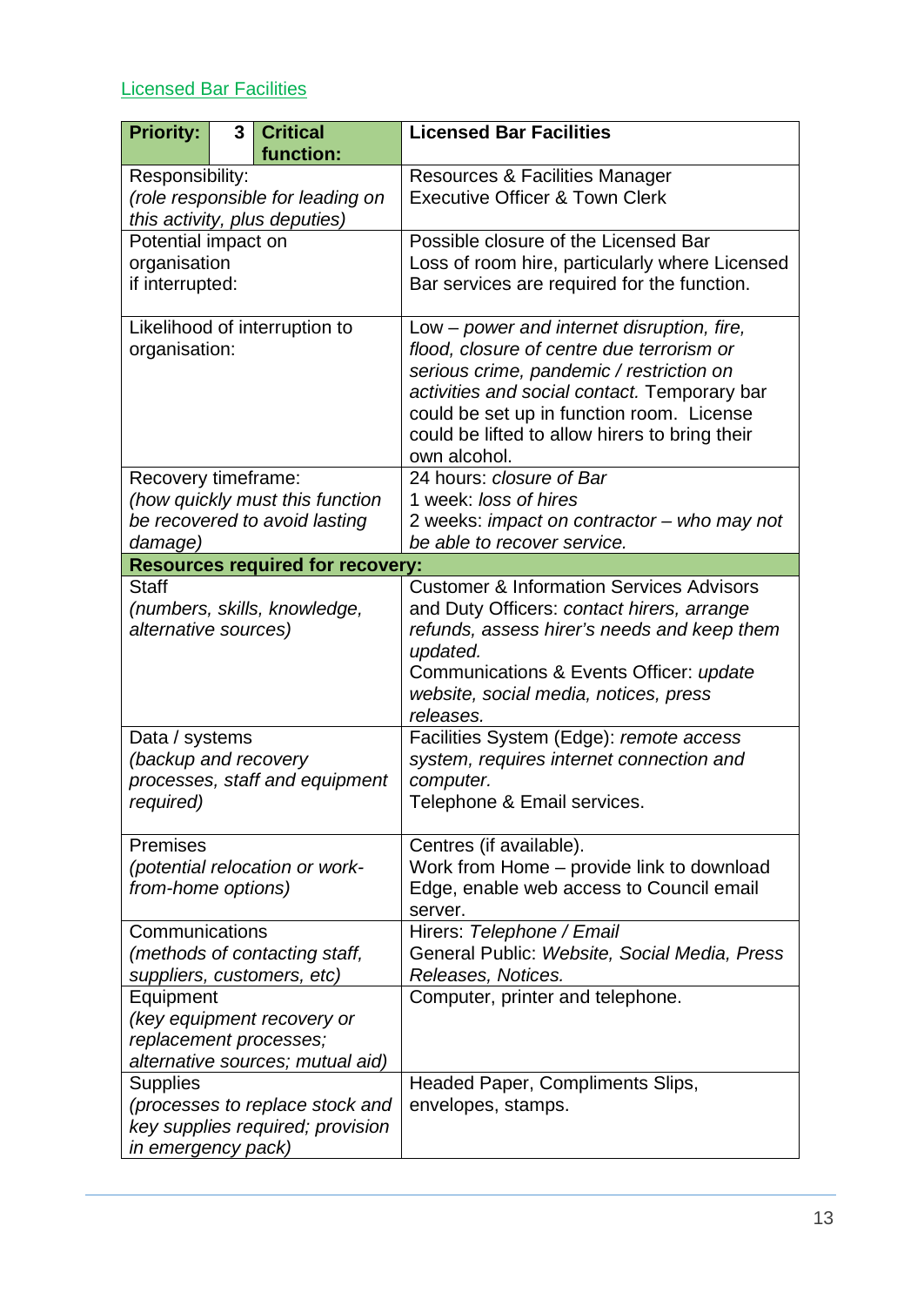## Licensed Bar Facilities

| **Priority:** 3 **Critical function:** | **Licensed Bar Facilities** |
|---|---|
| Responsibility:<br>*(role responsible for leading on this activity, plus deputies)* | Resources & Facilities Manager<br>Executive Officer & Town Clerk |
| Potential impact on organisation if interrupted: | Possible closure of the Licensed Bar<br>Loss of room hire, particularly where Licensed Bar services are required for the function. |
| Likelihood of interruption to organisation: | Low – *power and internet disruption, fire, flood, closure of centre due terrorism or serious crime, pandemic / restriction on activities and social contact.* Temporary bar could be set up in function room. License could be lifted to allow hirers to bring their own alcohol. |
| Recovery timeframe:<br>*(how quickly must this function be recovered to avoid lasting damage)* | 24 hours: *closure of Bar*<br>1 week: *loss of hires*<br>2 weeks: *impact on contractor – who may not be able to recover service.* |
| **Resources required for recovery:** | |
| Staff<br>*(numbers, skills, knowledge, alternative sources)* | Customer & Information Services Advisors and Duty Officers: *contact hirers, arrange refunds, assess hirer's needs and keep them updated.*<br>Communications & Events Officer: *update website, social media, notices, press releases.* |
| Data / systems<br>*(backup and recovery processes, staff and equipment required)* | Facilities System (Edge): *remote access system, requires internet connection and computer.*<br>Telephone & Email services. |
| Premises<br>*(potential relocation or work-from-home options)* | Centres (if available).<br>Work from Home – provide link to download Edge, enable web access to Council email server. |
| Communications<br>*(methods of contacting staff, suppliers, customers, etc)* | Hirers: *Telephone / Email*<br>General Public: *Website, Social Media, Press Releases, Notices.* |
| Equipment<br>*(key equipment recovery or replacement processes; alternative sources; mutual aid)* | Computer, printer and telephone. |
| Supplies<br>*(processes to replace stock and key supplies required; provision in emergency pack)* | Headed Paper, Compliments Slips, envelopes, stamps. |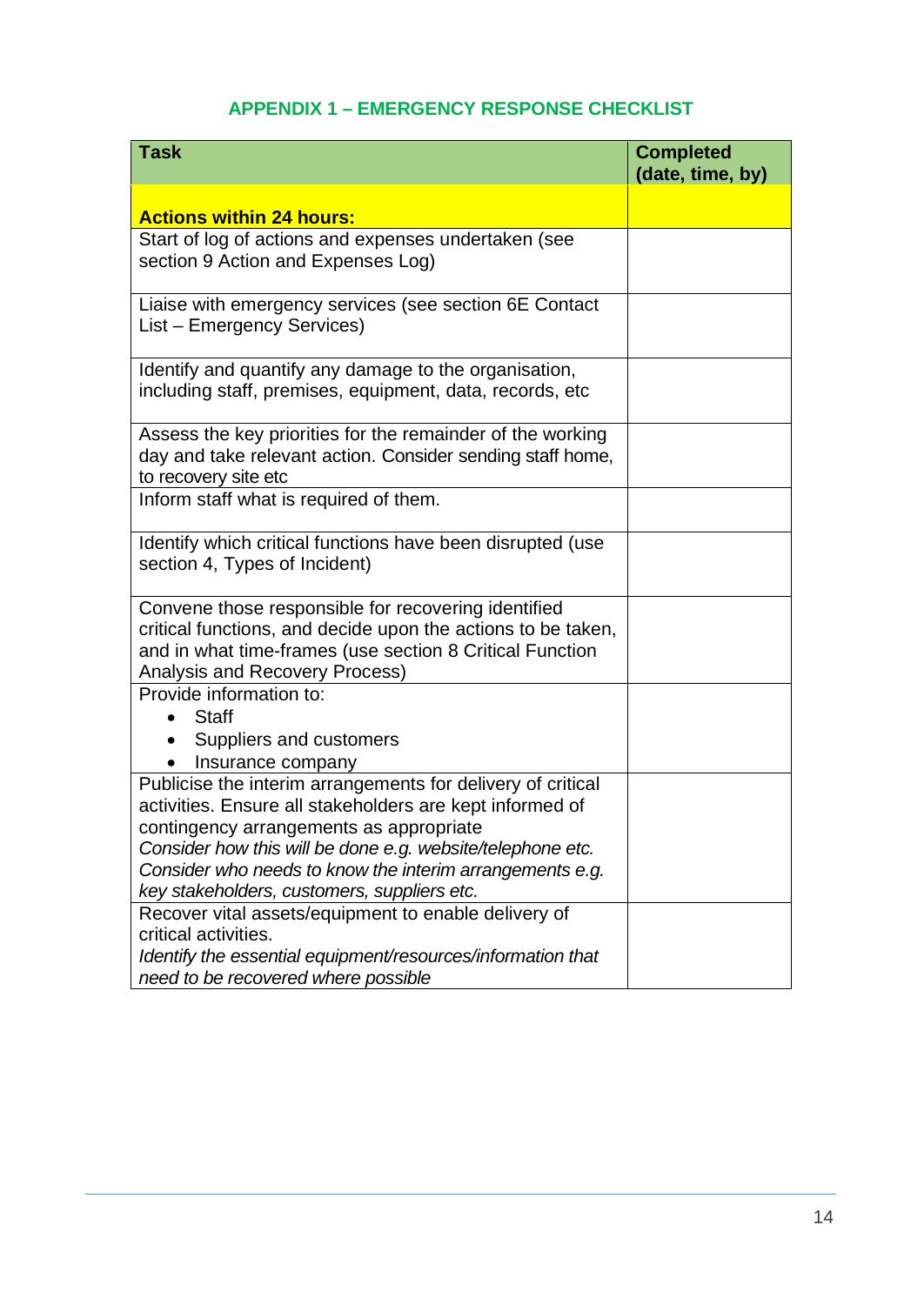## APPENDIX 1 – EMERGENCY RESPONSE CHECKLIST

| Task | Completed (date, time, by) |
|---|---|
| **Actions within 24 hours:** | |
| Start of log of actions and expenses undertaken (see section 9 Action and Expenses Log) | |
| Liaise with emergency services (see section 6E Contact List – Emergency Services) | |
| Identify and quantify any damage to the organisation, including staff, premises, equipment, data, records, etc | |
| Assess the key priorities for the remainder of the working day and take relevant action. Consider sending staff home, to recovery site etc | |
| Inform staff what is required of them. | |
| Identify which critical functions have been disrupted (use section 4, Types of Incident) | |
| Convene those responsible for recovering identified critical functions, and decide upon the actions to be taken, and in what time-frames (use section 8 Critical Function Analysis and Recovery Process) | |
| Provide information to:<br>• Staff<br>• Suppliers and customers<br>• Insurance company | |
| Publicise the interim arrangements for delivery of critical activities. Ensure all stakeholders are kept informed of contingency arrangements as appropriate<br>*Consider how this will be done e.g. website/telephone etc. Consider who needs to know the interim arrangements e.g. key stakeholders, customers, suppliers etc.* | |
| Recover vital assets/equipment to enable delivery of critical activities.<br>*Identify the essential equipment/resources/information that need to be recovered where possible* | |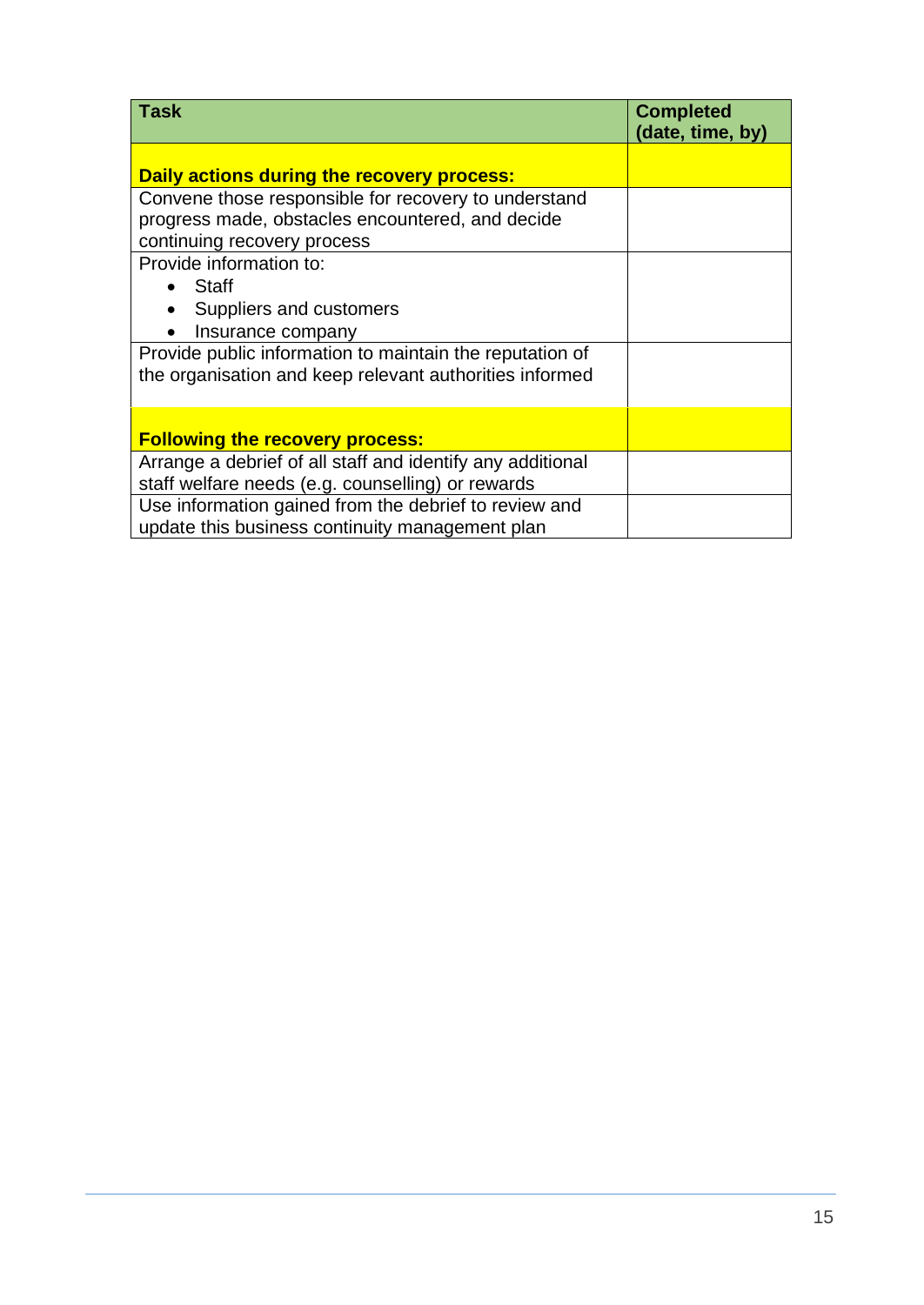| Task | Completed (date, time, by) |
|---|---|
| **Daily actions during the recovery process:** | |
| Convene those responsible for recovery to understand progress made, obstacles encountered, and decide continuing recovery process | |
| Provide information to:<br>• Staff<br>• Suppliers and customers<br>• Insurance company | |
| Provide public information to maintain the reputation of the organisation and keep relevant authorities informed | |
| **Following the recovery process:** | |
| Arrange a debrief of all staff and identify any additional staff welfare needs (e.g. counselling) or rewards | |
| Use information gained from the debrief to review and update this business continuity management plan | |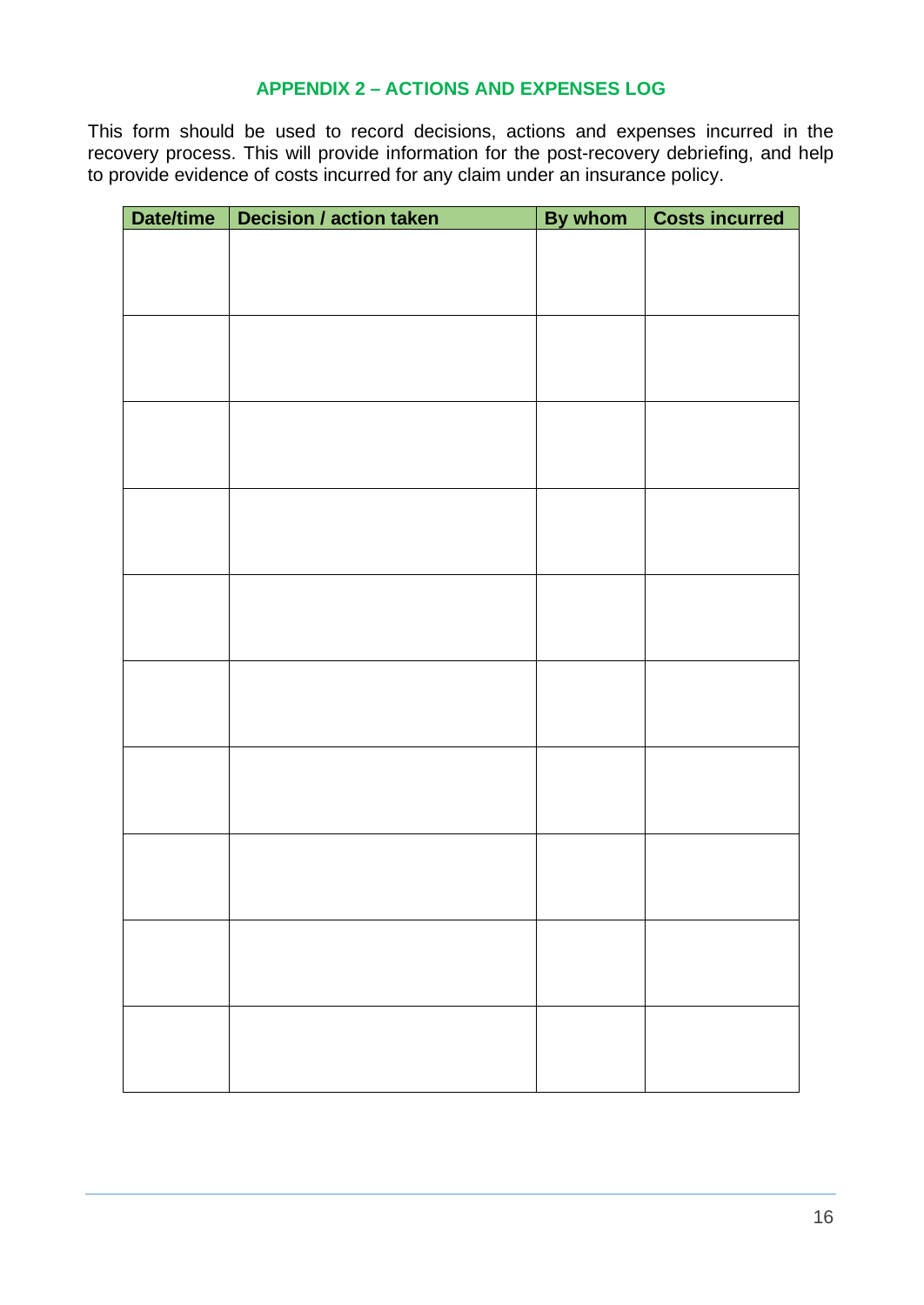## APPENDIX 2 – ACTIONS AND EXPENSES LOG

This form should be used to record decisions, actions and expenses incurred in the recovery process. This will provide information for the post-recovery debriefing, and help to provide evidence of costs incurred for any claim under an insurance policy.

| Date/time | Decision / action taken | By whom | Costs incurred |
|---|---|---|---|
| | | | |
| | | | |
| | | | |
| | | | |
| | | | |
| | | | |
| | | | |
| | | | |
| | | | |
| | | | |